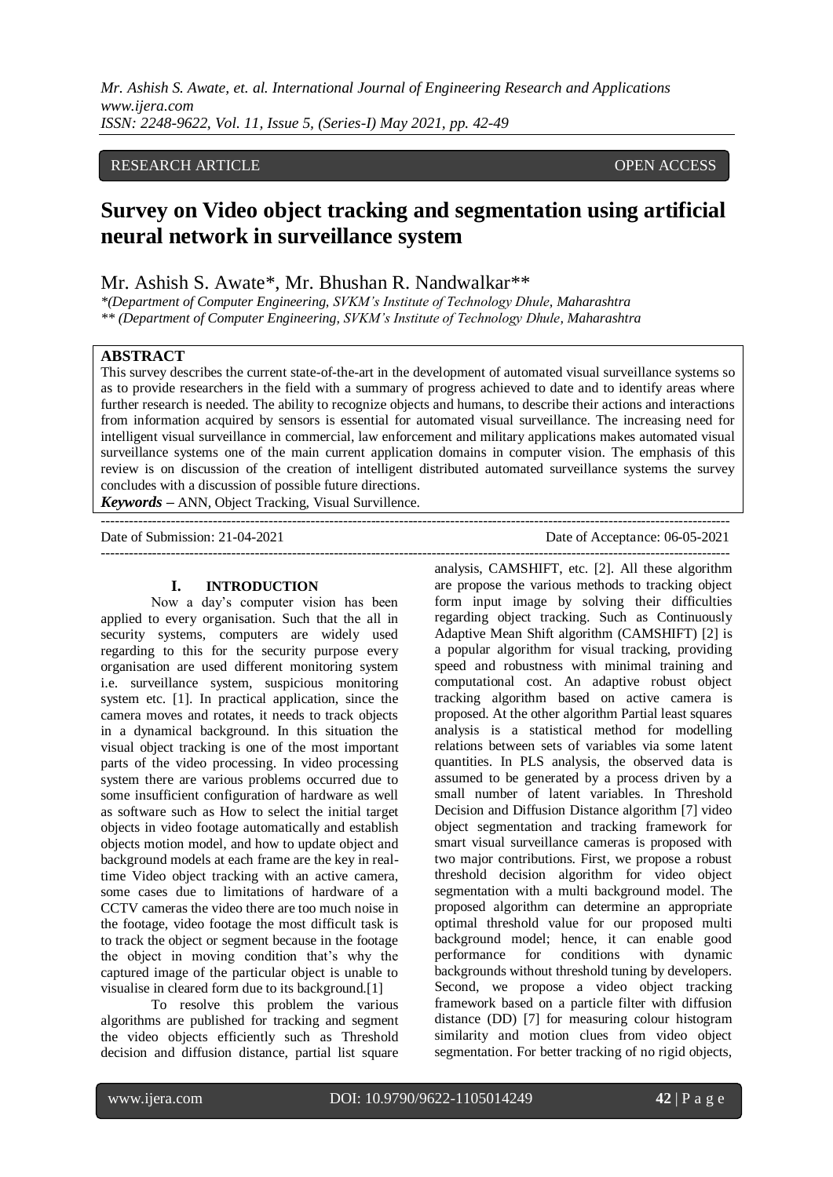RESEARCH ARTICLE OPEN ACCESS

# Survey on Video object tracking and segmentation using artificial neural network in surveillance system

Mr. Ashish S. Awate*, Mr. Bhushan R. Nandwalkar**

*(Department of Computer Engineering, SVKM's Institute of Technology Dhule, Maharashtra

** (Department of Computer Engineering, SVKM's Institute of Technology Dhule, Maharashtra

## ABSTRACT

This survey describes the current state-of-the-art in the development of automated visual surveillance systems so as to provide researchers in the field with a summary of progress achieved to date and to identify areas where further research is needed. The ability to recognize objects and humans, to describe their actions and interactions from information acquired by sensors is essential for automated visual surveillance. The increasing need for intelligent visual surveillance in commercial, law enforcement and military applications makes automated visual surveillance systems one of the main current application domains in computer vision. The emphasis of this review is on discussion of the creation of intelligent distributed automated surveillance systems the survey concludes with a discussion of possible future directions.

***Keywords*** – ANN, Object Tracking, Visual Survillence.

Date of Submission: 21-04-2021 Date of Acceptance: 06-05-2021

## I. INTRODUCTION

Now a day's computer vision has been applied to every organisation. Such that the all in security systems, computers are widely used regarding to this for the security purpose every organisation are used different monitoring system i.e. surveillance system, suspicious monitoring system etc. [1]. In practical application, since the camera moves and rotates, it needs to track objects in a dynamical background. In this situation the visual object tracking is one of the most important parts of the video processing. In video processing system there are various problems occurred due to some insufficient configuration of hardware as well as software such as How to select the initial target objects in video footage automatically and establish objects motion model, and how to update object and background models at each frame are the key in real-time Video object tracking with an active camera, some cases due to limitations of hardware of a CCTV cameras the video there are too much noise in the footage, video footage the most difficult task is to track the object or segment because in the footage the object in moving condition that's why the captured image of the particular object is unable to visualise in cleared form due to its background.[1]

To resolve this problem the various algorithms are published for tracking and segment the video objects efficiently such as Threshold decision and diffusion distance, partial list square analysis, CAMSHIFT, etc. [2]. All these algorithm are propose the various methods to tracking object form input image by solving their difficulties regarding object tracking. Such as Continuously Adaptive Mean Shift algorithm (CAMSHIFT) [2] is a popular algorithm for visual tracking, providing speed and robustness with minimal training and computational cost. An adaptive robust object tracking algorithm based on active camera is proposed. At the other algorithm Partial least squares analysis is a statistical method for modelling relations between sets of variables via some latent quantities. In PLS analysis, the observed data is assumed to be generated by a process driven by a small number of latent variables. In Threshold Decision and Diffusion Distance algorithm [7] video object segmentation and tracking framework for smart visual surveillance cameras is proposed with two major contributions. First, we propose a robust threshold decision algorithm for video object segmentation with a multi background model. The proposed algorithm can determine an appropriate optimal threshold value for our proposed multi background model; hence, it can enable good performance for conditions with dynamic backgrounds without threshold tuning by developers. Second, we propose a video object tracking framework based on a particle filter with diffusion distance (DD) [7] for measuring colour histogram similarity and motion clues from video object segmentation. For better tracking of no rigid objects,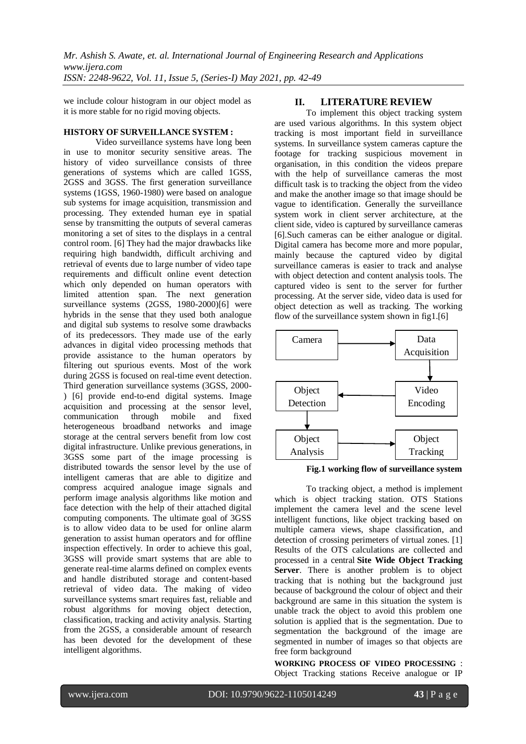we include colour histogram in our object model as it is more stable for no rigid moving objects.

**HISTORY OF SURVEILLANCE SYSTEM :**

Video surveillance systems have long been in use to monitor security sensitive areas. The history of video surveillance consists of three generations of systems which are called 1GSS, 2GSS and 3GSS. The first generation surveillance systems (1GSS, 1960-1980) were based on analogue sub systems for image acquisition, transmission and processing. They extended human eye in spatial sense by transmitting the outputs of several cameras monitoring a set of sites to the displays in a central control room. [6] They had the major drawbacks like requiring high bandwidth, difficult archiving and retrieval of events due to large number of video tape requirements and difficult online event detection which only depended on human operators with limited attention span. The next generation surveillance systems (2GSS, 1980-2000)[6] were hybrids in the sense that they used both analogue and digital sub systems to resolve some drawbacks of its predecessors. They made use of the early advances in digital video processing methods that provide assistance to the human operators by filtering out spurious events. Most of the work during 2GSS is focused on real-time event detection. Third generation surveillance systems (3GSS, 2000- ) [6] provide end-to-end digital systems. Image acquisition and processing at the sensor level, communication through mobile and fixed heterogeneous broadband networks and image storage at the central servers benefit from low cost digital infrastructure. Unlike previous generations, in 3GSS some part of the image processing is distributed towards the sensor level by the use of intelligent cameras that are able to digitize and compress acquired analogue image signals and perform image analysis algorithms like motion and face detection with the help of their attached digital computing components. The ultimate goal of 3GSS is to allow video data to be used for online alarm generation to assist human operators and for offline inspection effectively. In order to achieve this goal, 3GSS will provide smart systems that are able to generate real-time alarms defined on complex events and handle distributed storage and content-based retrieval of video data. The making of video surveillance systems smart requires fast, reliable and robust algorithms for moving object detection, classification, tracking and activity analysis. Starting from the 2GSS, a considerable amount of research has been devoted for the development of these intelligent algorithms.

## II. LITERATURE REVIEW

To implement this object tracking system are used various algorithms. In this system object tracking is most important field in surveillance systems. In surveillance system cameras capture the footage for tracking suspicious movement in organisation, in this condition the videos prepare with the help of surveillance cameras the most difficult task is to tracking the object from the video and make the another image so that image should be vague to identification. Generally the surveillance system work in client server architecture, at the client side, video is captured by surveillance cameras [6].Such cameras can be either analogue or digital. Digital camera has become more and more popular, mainly because the captured video by digital surveillance cameras is easier to track and analyse with object detection and content analysis tools. The captured video is sent to the server for further processing. At the server side, video data is used for object detection as well as tracking. The working flow of the surveillance system shown in fig1.[6]

Camera → Data Acquisition → Video Encoding → Object Detection → Object Analysis → Object Tracking

**Fig.1 working flow of surveillance system**

To tracking object, a method is implement which is object tracking station. OTS Stations implement the camera level and the scene level intelligent functions, like object tracking based on multiple camera views, shape classification, and detection of crossing perimeters of virtual zones. [1] Results of the OTS calculations are collected and processed in a central **Site Wide Object Tracking Server**. There is another problem is to object tracking that is nothing but the background just because of background the colour of object and their background are same in this situation the system is unable track the object to avoid this problem one solution is applied that is the segmentation. Due to segmentation the background of the image are segmented in number of images so that objects are free form background

**WORKING PROCESS OF VIDEO PROCESSING** : Object Tracking stations Receive analogue or IP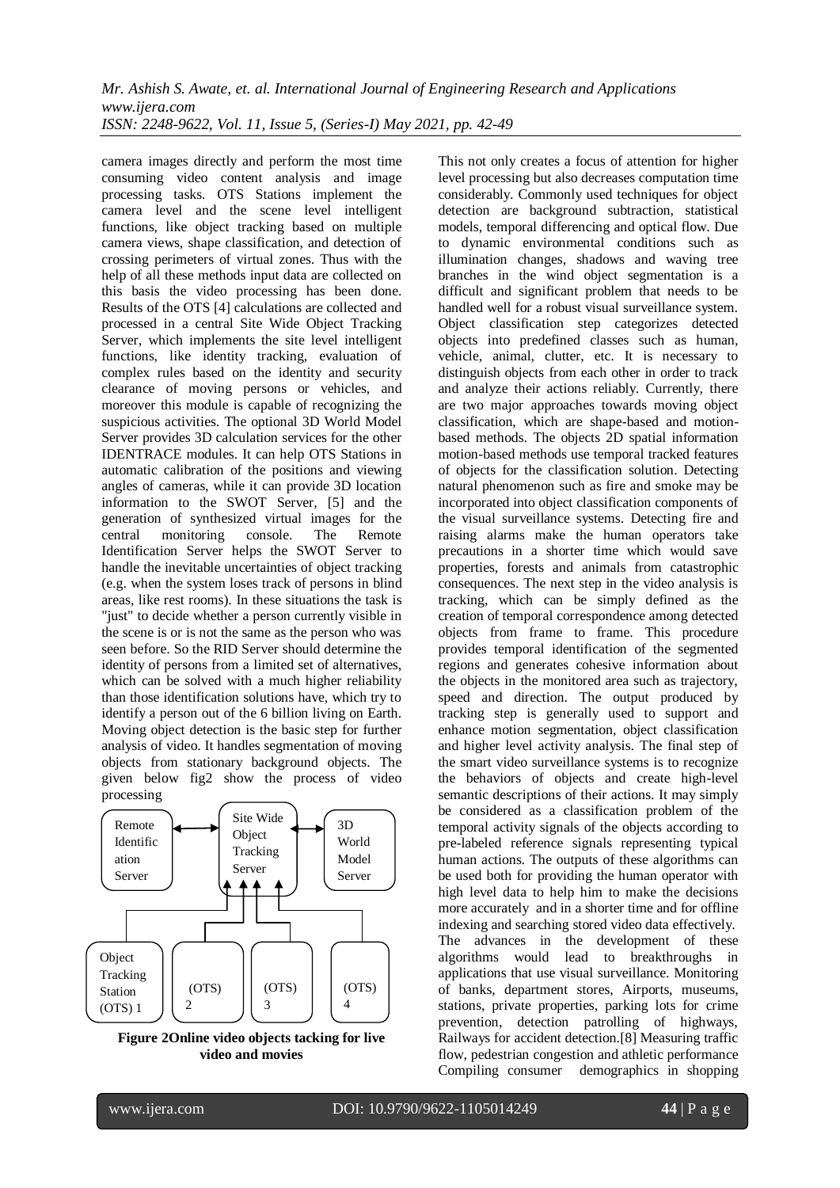camera images directly and perform the most time consuming video content analysis and image processing tasks. OTS Stations implement the camera level and the scene level intelligent functions, like object tracking based on multiple camera views, shape classification, and detection of crossing perimeters of virtual zones. Thus with the help of all these methods input data are collected on this basis the video processing has been done. Results of the OTS [4] calculations are collected and processed in a central Site Wide Object Tracking Server, which implements the site level intelligent functions, like identity tracking, evaluation of complex rules based on the identity and security clearance of moving persons or vehicles, and moreover this module is capable of recognizing the suspicious activities. The optional 3D World Model Server provides 3D calculation services for the other IDENTRACE modules. It can help OTS Stations in automatic calibration of the positions and viewing angles of cameras, while it can provide 3D location information to the SWOT Server, [5] and the generation of synthesized virtual images for the central monitoring console. The Remote Identification Server helps the SWOT Server to handle the inevitable uncertainties of object tracking (e.g. when the system loses track of persons in blind areas, like rest rooms). In these situations the task is "just" to decide whether a person currently visible in the scene is or is not the same as the person who was seen before. So the RID Server should determine the identity of persons from a limited set of alternatives, which can be solved with a much higher reliability than those identification solutions have, which try to identify a person out of the 6 billion living on Earth. Moving object detection is the basic step for further analysis of video. It handles segmentation of moving objects from stationary background objects. The given below fig2 show the process of video processing

Remote Identification Server ↔ Site Wide Object Tracking Server ↔ 3D World Model Server

Object Tracking Station (OTS) 1, (OTS) 2, (OTS) 3, (OTS) 4 → Site Wide Object Tracking Server

**Figure 2Online video objects tacking for live video and movies**

This not only creates a focus of attention for higher level processing but also decreases computation time considerably. Commonly used techniques for object detection are background subtraction, statistical models, temporal differencing and optical flow. Due to dynamic environmental conditions such as illumination changes, shadows and waving tree branches in the wind object segmentation is a difficult and significant problem that needs to be handled well for a robust visual surveillance system. Object classification step categorizes detected objects into predefined classes such as human, vehicle, animal, clutter, etc. It is necessary to distinguish objects from each other in order to track and analyze their actions reliably. Currently, there are two major approaches towards moving object classification, which are shape-based and motion-based methods. The objects 2D spatial information motion-based methods use temporal tracked features of objects for the classification solution. Detecting natural phenomenon such as fire and smoke may be incorporated into object classification components of the visual surveillance systems. Detecting fire and raising alarms make the human operators take precautions in a shorter time which would save properties, forests and animals from catastrophic consequences. The next step in the video analysis is tracking, which can be simply defined as the creation of temporal correspondence among detected objects from frame to frame. This procedure provides temporal identification of the segmented regions and generates cohesive information about the objects in the monitored area such as trajectory, speed and direction. The output produced by tracking step is generally used to support and enhance motion segmentation, object classification and higher level activity analysis. The final step of the smart video surveillance systems is to recognize the behaviors of objects and create high-level semantic descriptions of their actions. It may simply be considered as a classification problem of the temporal activity signals of the objects according to pre-labeled reference signals representing typical human actions. The outputs of these algorithms can be used both for providing the human operator with high level data to help him to make the decisions more accurately and in a shorter time and for offline indexing and searching stored video data effectively. The advances in the development of these algorithms would lead to breakthroughs in applications that use visual surveillance. Monitoring of banks, department stores, Airports, museums, stations, private properties, parking lots for crime prevention, detection patrolling of highways, Railways for accident detection.[8] Measuring traffic flow, pedestrian congestion and athletic performance Compiling consumer demographics in shopping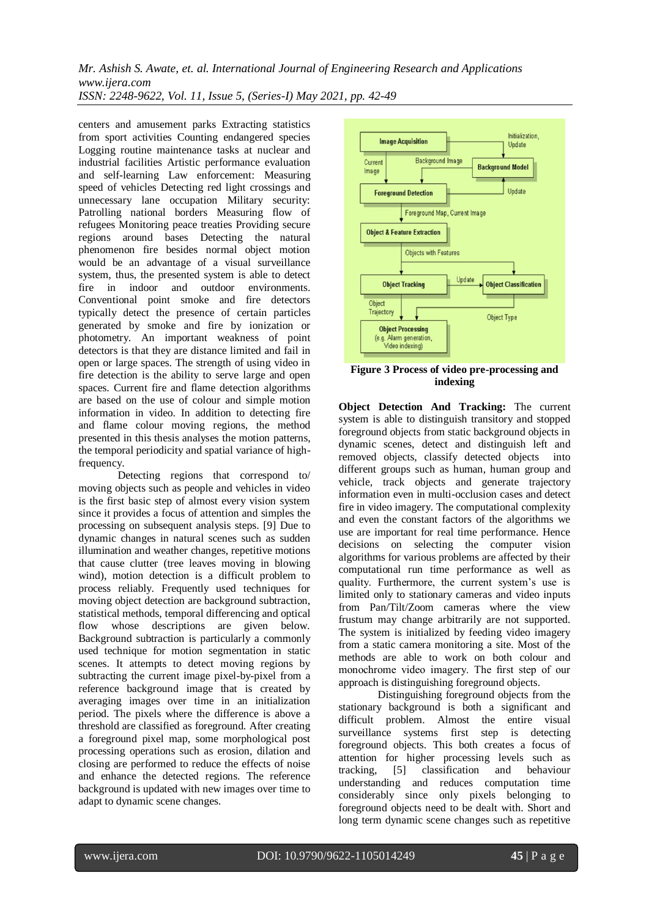centers and amusement parks Extracting statistics from sport activities Counting endangered species Logging routine maintenance tasks at nuclear and industrial facilities Artistic performance evaluation and self-learning Law enforcement: Measuring speed of vehicles Detecting red light crossings and unnecessary lane occupation Military security: Patrolling national borders Measuring flow of refugees Monitoring peace treaties Providing secure regions around bases Detecting the natural phenomenon fire besides normal object motion would be an advantage of a visual surveillance system, thus, the presented system is able to detect fire in indoor and outdoor environments. Conventional point smoke and fire detectors typically detect the presence of certain particles generated by smoke and fire by ionization or photometry. An important weakness of point detectors is that they are distance limited and fail in open or large spaces. The strength of using video in fire detection is the ability to serve large and open spaces. Current fire and flame detection algorithms are based on the use of colour and simple motion information in video. In addition to detecting fire and flame colour moving regions, the method presented in this thesis analyses the motion patterns, the temporal periodicity and spatial variance of high-frequency.

Detecting regions that correspond to/ moving objects such as people and vehicles in video is the first basic step of almost every vision system since it provides a focus of attention and simples the processing on subsequent analysis steps. [9] Due to dynamic changes in natural scenes such as sudden illumination and weather changes, repetitive motions that cause clutter (tree leaves moving in blowing wind), motion detection is a difficult problem to process reliably. Frequently used techniques for moving object detection are background subtraction, statistical methods, temporal differencing and optical flow whose descriptions are given below. Background subtraction is particularly a commonly used technique for motion segmentation in static scenes. It attempts to detect moving regions by subtracting the current image pixel-by-pixel from a reference background image that is created by averaging images over time in an initialization period. The pixels where the difference is above a threshold are classified as foreground. After creating a foreground pixel map, some morphological post processing operations such as erosion, dilation and closing are performed to reduce the effects of noise and enhance the detected regions. The reference background is updated with new images over time to adapt to dynamic scene changes.

**Figure 3 Process of video pre-processing and indexing**

**Object Detection And Tracking:** The current system is able to distinguish transitory and stopped foreground objects from static background objects in dynamic scenes, detect and distinguish left and removed objects, classify detected objects into different groups such as human, human group and vehicle, track objects and generate trajectory information even in multi-occlusion cases and detect fire in video imagery. The computational complexity and even the constant factors of the algorithms we use are important for real time performance. Hence decisions on selecting the computer vision algorithms for various problems are affected by their computational run time performance as well as quality. Furthermore, the current system's use is limited only to stationary cameras and video inputs from Pan/Tilt/Zoom cameras where the view frustum may change arbitrarily are not supported. The system is initialized by feeding video imagery from a static camera monitoring a site. Most of the methods are able to work on both colour and monochrome video imagery. The first step of our approach is distinguishing foreground objects.

Distinguishing foreground objects from the stationary background is both a significant and difficult problem. Almost the entire visual surveillance systems first step is detecting foreground objects. This both creates a focus of attention for higher processing levels such as tracking, [5] classification and behaviour understanding and reduces computation time considerably since only pixels belonging to foreground objects need to be dealt with. Short and long term dynamic scene changes such as repetitive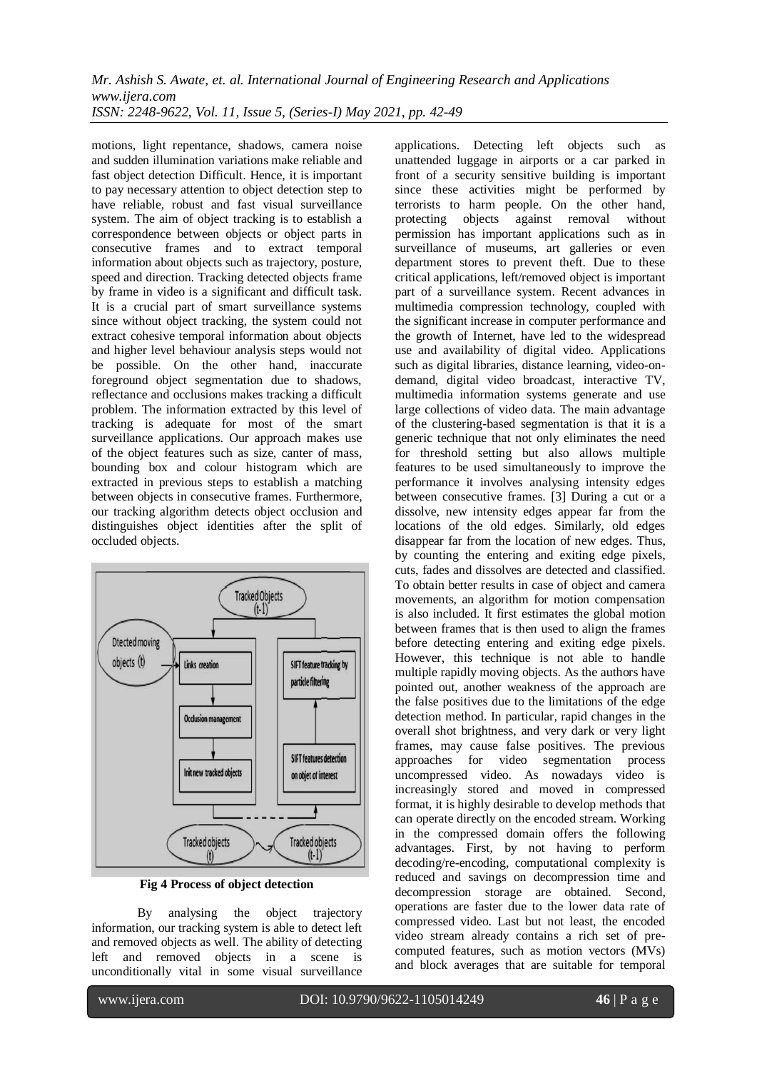motions, light repentance, shadows, camera noise and sudden illumination variations make reliable and fast object detection Difficult. Hence, it is important to pay necessary attention to object detection step to have reliable, robust and fast visual surveillance system. The aim of object tracking is to establish a correspondence between objects or object parts in consecutive frames and to extract temporal information about objects such as trajectory, posture, speed and direction. Tracking detected objects frame by frame in video is a significant and difficult task. It is a crucial part of smart surveillance systems since without object tracking, the system could not extract cohesive temporal information about objects and higher level behaviour analysis steps would not be possible. On the other hand, inaccurate foreground object segmentation due to shadows, reflectance and occlusions makes tracking a difficult problem. The information extracted by this level of tracking is adequate for most of the smart surveillance applications. Our approach makes use of the object features such as size, canter of mass, bounding box and colour histogram which are extracted in previous steps to establish a matching between objects in consecutive frames. Furthermore, our tracking algorithm detects object occlusion and distinguishes object identities after the split of occluded objects.

**Fig 4 Process of object detection**

By analysing the object trajectory information, our tracking system is able to detect left and removed objects as well. The ability of detecting left and removed objects in a scene is unconditionally vital in some visual surveillance applications. Detecting left objects such as unattended luggage in airports or a car parked in front of a security sensitive building is important since these activities might be performed by terrorists to harm people. On the other hand, protecting objects against removal without permission has important applications such as in surveillance of museums, art galleries or even department stores to prevent theft. Due to these critical applications, left/removed object is important part of a surveillance system. Recent advances in multimedia compression technology, coupled with the significant increase in computer performance and the growth of Internet, have led to the widespread use and availability of digital video. Applications such as digital libraries, distance learning, video-on-demand, digital video broadcast, interactive TV, multimedia information systems generate and use large collections of video data. The main advantage of the clustering-based segmentation is that it is a generic technique that not only eliminates the need for threshold setting but also allows multiple features to be used simultaneously to improve the performance it involves analysing intensity edges between consecutive frames. [3] During a cut or a dissolve, new intensity edges appear far from the locations of the old edges. Similarly, old edges disappear far from the location of new edges. Thus, by counting the entering and exiting edge pixels, cuts, fades and dissolves are detected and classified. To obtain better results in case of object and camera movements, an algorithm for motion compensation is also included. It first estimates the global motion between frames that is then used to align the frames before detecting entering and exiting edge pixels. However, this technique is not able to handle multiple rapidly moving objects. As the authors have pointed out, another weakness of the approach are the false positives due to the limitations of the edge detection method. In particular, rapid changes in the overall shot brightness, and very dark or very light frames, may cause false positives. The previous approaches for video segmentation process uncompressed video. As nowadays video is increasingly stored and moved in compressed format, it is highly desirable to develop methods that can operate directly on the encoded stream. Working in the compressed domain offers the following advantages. First, by not having to perform decoding/re-encoding, computational complexity is reduced and savings on decompression time and decompression storage are obtained. Second, operations are faster due to the lower data rate of compressed video. Last but not least, the encoded video stream already contains a rich set of pre-computed features, such as motion vectors (MVs) and block averages that are suitable for temporal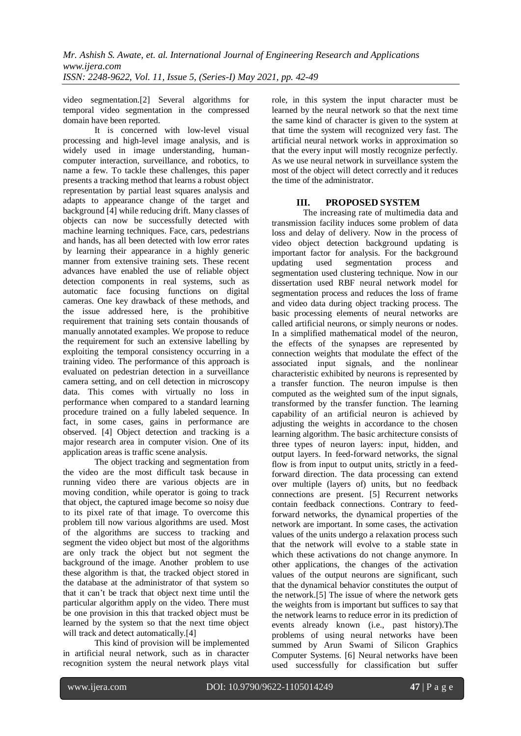video segmentation.[2] Several algorithms for temporal video segmentation in the compressed domain have been reported.

It is concerned with low-level visual processing and high-level image analysis, and is widely used in image understanding, human-computer interaction, surveillance, and robotics, to name a few. To tackle these challenges, this paper presents a tracking method that learns a robust object representation by partial least squares analysis and adapts to appearance change of the target and background [4] while reducing drift. Many classes of objects can now be successfully detected with machine learning techniques. Face, cars, pedestrians and hands, has all been detected with low error rates by learning their appearance in a highly generic manner from extensive training sets. These recent advances have enabled the use of reliable object detection components in real systems, such as automatic face focusing functions on digital cameras. One key drawback of these methods, and the issue addressed here, is the prohibitive requirement that training sets contain thousands of manually annotated examples. We propose to reduce the requirement for such an extensive labelling by exploiting the temporal consistency occurring in a training video. The performance of this approach is evaluated on pedestrian detection in a surveillance camera setting, and on cell detection in microscopy data. This comes with virtually no loss in performance when compared to a standard learning procedure trained on a fully labeled sequence. In fact, in some cases, gains in performance are observed. [4] Object detection and tracking is a major research area in computer vision. One of its application areas is traffic scene analysis.

The object tracking and segmentation from the video are the most difficult task because in running video there are various objects are in moving condition, while operator is going to track that object, the captured image become so noisy due to its pixel rate of that image. To overcome this problem till now various algorithms are used. Most of the algorithms are success to tracking and segment the video object but most of the algorithms are only track the object but not segment the background of the image. Another problem to use these algorithm is that, the tracked object stored in the database at the administrator of that system so that it can't be track that object next time until the particular algorithm apply on the video. There must be one provision in this that tracked object must be learned by the system so that the next time object will track and detect automatically.[4]

This kind of provision will be implemented in artificial neural network, such as in character recognition system the neural network plays vital role, in this system the input character must be learned by the neural network so that the next time the same kind of character is given to the system at that time the system will recognized very fast. The artificial neural network works in approximation so that the every input will mostly recognize perfectly. As we use neural network in surveillance system the most of the object will detect correctly and it reduces the time of the administrator.

## III. PROPOSED SYSTEM

The increasing rate of multimedia data and transmission facility induces some problem of data loss and delay of delivery. Now in the process of video object detection background updating is important factor for analysis. For the background updating used segmentation process and segmentation used clustering technique. Now in our dissertation used RBF neural network model for segmentation process and reduces the loss of frame and video data during object tracking process. The basic processing elements of neural networks are called artificial neurons, or simply neurons or nodes. In a simplified mathematical model of the neuron, the effects of the synapses are represented by connection weights that modulate the effect of the associated input signals, and the nonlinear characteristic exhibited by neurons is represented by a transfer function. The neuron impulse is then computed as the weighted sum of the input signals, transformed by the transfer function. The learning capability of an artificial neuron is achieved by adjusting the weights in accordance to the chosen learning algorithm. The basic architecture consists of three types of neuron layers: input, hidden, and output layers. In feed-forward networks, the signal flow is from input to output units, strictly in a feed-forward direction. The data processing can extend over multiple (layers of) units, but no feedback connections are present. [5] Recurrent networks contain feedback connections. Contrary to feed-forward networks, the dynamical properties of the network are important. In some cases, the activation values of the units undergo a relaxation process such that the network will evolve to a stable state in which these activations do not change anymore. In other applications, the changes of the activation values of the output neurons are significant, such that the dynamical behavior constitutes the output of the network.[5] The issue of where the network gets the weights from is important but suffices to say that the network learns to reduce error in its prediction of events already known (i.e., past history).The problems of using neural networks have been summed by Arun Swami of Silicon Graphics Computer Systems. [6] Neural networks have been used successfully for classification but suffer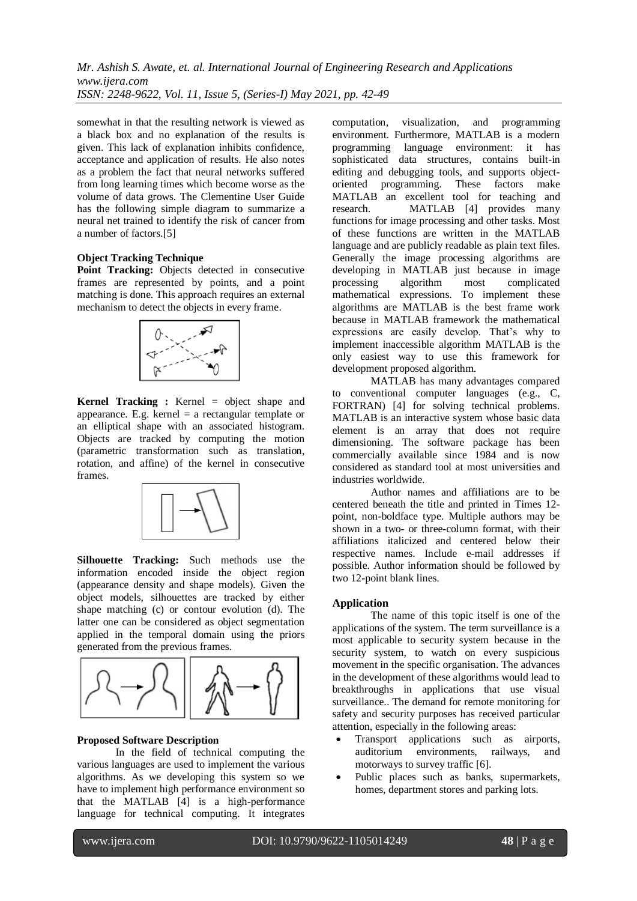somewhat in that the resulting network is viewed as a black box and no explanation of the results is given. This lack of explanation inhibits confidence, acceptance and application of results. He also notes as a problem the fact that neural networks suffered from long learning times which become worse as the volume of data grows. The Clementine User Guide has the following simple diagram to summarize a neural net trained to identify the risk of cancer from a number of factors.[5]

**Object Tracking Technique**

**Point Tracking:** Objects detected in consecutive frames are represented by points, and a point matching is done. This approach requires an external mechanism to detect the objects in every frame.

**Kernel Tracking :** Kernel = object shape and appearance. E.g. kernel = a rectangular template or an elliptical shape with an associated histogram. Objects are tracked by computing the motion (parametric transformation such as translation, rotation, and affine) of the kernel in consecutive frames.

**Silhouette Tracking:** Such methods use the information encoded inside the object region (appearance density and shape models). Given the object models, silhouettes are tracked by either shape matching (c) or contour evolution (d). The latter one can be considered as object segmentation applied in the temporal domain using the priors generated from the previous frames.

**Proposed Software Description**

In the field of technical computing the various languages are used to implement the various algorithms. As we developing this system so we have to implement high performance environment so that the MATLAB [4] is a high-performance language for technical computing. It integrates computation, visualization, and programming environment. Furthermore, MATLAB is a modern programming language environment: it has sophisticated data structures, contains built-in editing and debugging tools, and supports object-oriented programming. These factors make MATLAB an excellent tool for teaching and research. MATLAB [4] provides many functions for image processing and other tasks. Most of these functions are written in the MATLAB language and are publicly readable as plain text files. Generally the image processing algorithms are developing in MATLAB just because in image processing algorithm most complicated mathematical expressions. To implement these algorithms are MATLAB is the best frame work because in MATLAB framework the mathematical expressions are easily develop. That's why to implement inaccessible algorithm MATLAB is the only easiest way to use this framework for development proposed algorithm.

MATLAB has many advantages compared to conventional computer languages (e.g., C, FORTRAN) [4] for solving technical problems. MATLAB is an interactive system whose basic data element is an array that does not require dimensioning. The software package has been commercially available since 1984 and is now considered as standard tool at most universities and industries worldwide.

Author names and affiliations are to be centered beneath the title and printed in Times 12-point, non-boldface type. Multiple authors may be shown in a two- or three-column format, with their affiliations italicized and centered below their respective names. Include e-mail addresses if possible. Author information should be followed by two 12-point blank lines.

**Application**

The name of this topic itself is one of the applications of the system. The term surveillance is a most applicable to security system because in the security system, to watch on every suspicious movement in the specific organisation. The advances in the development of these algorithms would lead to breakthroughs in applications that use visual surveillance.. The demand for remote monitoring for safety and security purposes has received particular attention, especially in the following areas:

- Transport applications such as airports, auditorium environments, railways, and motorways to survey traffic [6].
- Public places such as banks, supermarkets, homes, department stores and parking lots.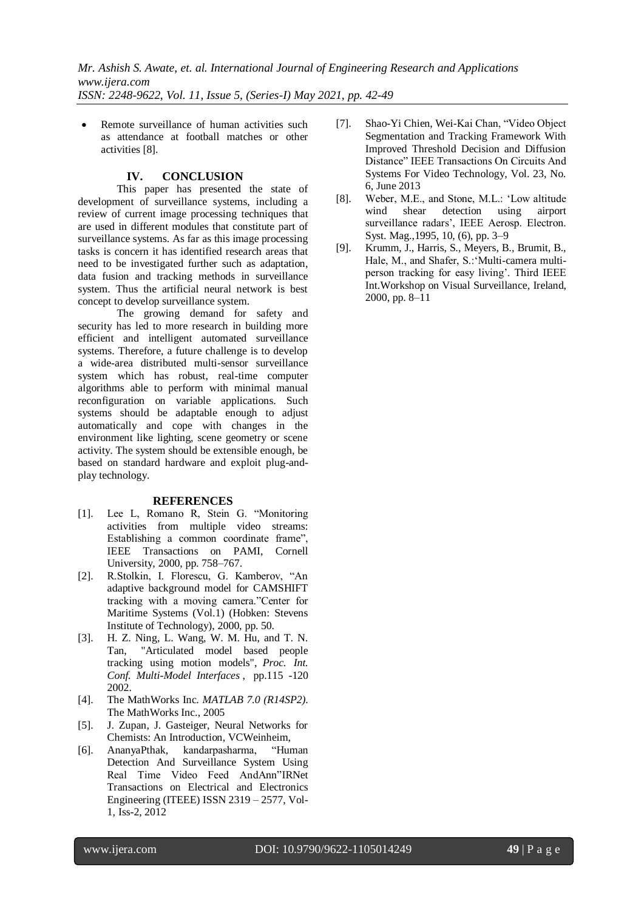- Remote surveillance of human activities such as attendance at football matches or other activities [8].

## IV. CONCLUSION

This paper has presented the state of development of surveillance systems, including a review of current image processing techniques that are used in different modules that constitute part of surveillance systems. As far as this image processing tasks is concern it has identified research areas that need to be investigated further such as adaptation, data fusion and tracking methods in surveillance system. Thus the artificial neural network is best concept to develop surveillance system.

The growing demand for safety and security has led to more research in building more efficient and intelligent automated surveillance systems. Therefore, a future challenge is to develop a wide-area distributed multi-sensor surveillance system which has robust, real-time computer algorithms able to perform with minimal manual reconfiguration on variable applications. Such systems should be adaptable enough to adjust automatically and cope with changes in the environment like lighting, scene geometry or scene activity. The system should be extensible enough, be based on standard hardware and exploit plug-and-play technology.

## REFERENCES

[1]. Lee L, Romano R, Stein G. "Monitoring activities from multiple video streams: Establishing a common coordinate frame", IEEE Transactions on PAMI, Cornell University, 2000, pp. 758–767.

[2]. R.Stolkin, I. Florescu, G. Kamberov, "An adaptive background model for CAMSHIFT tracking with a moving camera."Center for Maritime Systems (Vol.1) (Hobken: Stevens Institute of Technology), 2000, pp. 50.

[3]. H. Z. Ning, L. Wang, W. M. Hu, and T. N. Tan, "Articulated model based people tracking using motion models", *Proc. Int. Conf. Multi-Model Interfaces* , pp.115 -120 2002.

[4]. The MathWorks Inc. *MATLAB 7.0 (R14SP2)*. The MathWorks Inc., 2005

[5]. J. Zupan, J. Gasteiger, Neural Networks for Chemists: An Introduction, VCWeinheim,

[6]. AnanyaPthak, kandarpasharma, "Human Detection And Surveillance System Using Real Time Video Feed AndAnn"IRNet Transactions on Electrical and Electronics Engineering (ITEEE) ISSN 2319 – 2577, Vol-1, Iss-2, 2012

[7]. Shao-Yi Chien, Wei-Kai Chan, "Video Object Segmentation and Tracking Framework With Improved Threshold Decision and Diffusion Distance" IEEE Transactions On Circuits And Systems For Video Technology, Vol. 23, No. 6, June 2013

[8]. Weber, M.E., and Stone, M.L.: 'Low altitude wind shear detection using airport surveillance radars', IEEE Aerosp. Electron. Syst. Mag.,1995, 10, (6), pp. 3–9

[9]. Krumm, J., Harris, S., Meyers, B., Brumit, B., Hale, M., and Shafer, S.:'Multi-camera multi-person tracking for easy living'. Third IEEE Int.Workshop on Visual Surveillance, Ireland, 2000, pp. 8–11